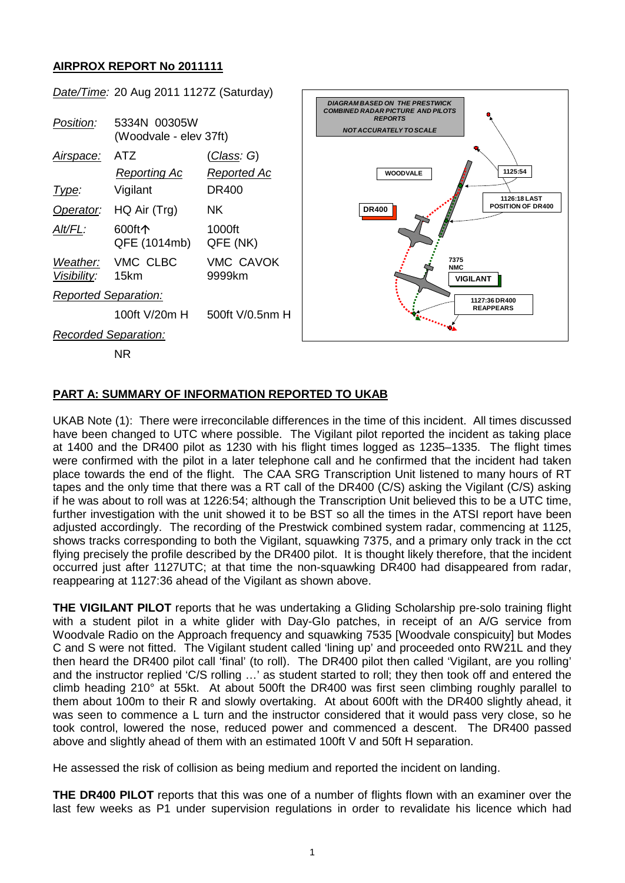## AIRPROX REPORT No 2011111

| | | |
|---|---|---|
| *Date/Time:* | 20 Aug 2011 1127Z (Saturday) | |
| *Position:* | 5334N 00305W (Woodvale - elev 37ft) | |
| *Airspace:* | ATZ | (*Class:* G) |
| | *Reporting Ac* | *Reported Ac* |
| *Type:* | Vigilant | DR400 |
| *Operator:* | HQ Air (Trg) | NK |
| *Alt/FL:* | 600ft↑ QFE (1014mb) | 1000ft QFE (NK) |
| *Weather:* *Visibility:* | VMC CLBC 15km | VMC CAVOK 9999km |
| *Reported Separation:* | | |
| | 100ft V/20m H | 500ft V/0.5nm H |
| *Recorded Separation:* | | |
| | NR | |

DIAGRAM BASED ON THE PRESTWICK COMBINED RADAR PICTURE AND PILOTS REPORTS

NOT ACCURATELY TO SCALE

WOODVALE, DR400, 1125:54, 1126:18 LAST POSITION OF DR400, 7375 NMC, VIGILANT, 1127:36 DR400 REAPPEARS

### PART A: SUMMARY OF INFORMATION REPORTED TO UKAB

UKAB Note (1): There were irreconcilable differences in the time of this incident. All times discussed have been changed to UTC where possible. The Vigilant pilot reported the incident as taking place at 1400 and the DR400 pilot as 1230 with his flight times logged as 1235–1335. The flight times were confirmed with the pilot in a later telephone call and he confirmed that the incident had taken place towards the end of the flight. The CAA SRG Transcription Unit listened to many hours of RT tapes and the only time that there was a RT call of the DR400 (C/S) asking the Vigilant (C/S) asking if he was about to roll was at 1226:54; although the Transcription Unit believed this to be a UTC time, further investigation with the unit showed it to be BST so all the times in the ATSI report have been adjusted accordingly. The recording of the Prestwick combined system radar, commencing at 1125, shows tracks corresponding to both the Vigilant, squawking 7375, and a primary only track in the cct flying precisely the profile described by the DR400 pilot. It is thought likely therefore, that the incident occurred just after 1127UTC; at that time the non-squawking DR400 had disappeared from radar, reappearing at 1127:36 ahead of the Vigilant as shown above.

**THE VIGILANT PILOT** reports that he was undertaking a Gliding Scholarship pre-solo training flight with a student pilot in a white glider with Day-Glo patches, in receipt of an A/G service from Woodvale Radio on the Approach frequency and squawking 7535 [Woodvale conspicuity] but Modes C and S were not fitted. The Vigilant student called 'lining up' and proceeded onto RW21L and they then heard the DR400 pilot call 'final' (to roll). The DR400 pilot then called 'Vigilant, are you rolling' and the instructor replied 'C/S rolling …' as student started to roll; they then took off and entered the climb heading 210° at 55kt. At about 500ft the DR400 was first seen climbing roughly parallel to them about 100m to their R and slowly overtaking. At about 600ft with the DR400 slightly ahead, it was seen to commence a L turn and the instructor considered that it would pass very close, so he took control, lowered the nose, reduced power and commenced a descent. The DR400 passed above and slightly ahead of them with an estimated 100ft V and 50ft H separation.

He assessed the risk of collision as being medium and reported the incident on landing.

**THE DR400 PILOT** reports that this was one of a number of flights flown with an examiner over the last few weeks as P1 under supervision regulations in order to revalidate his licence which had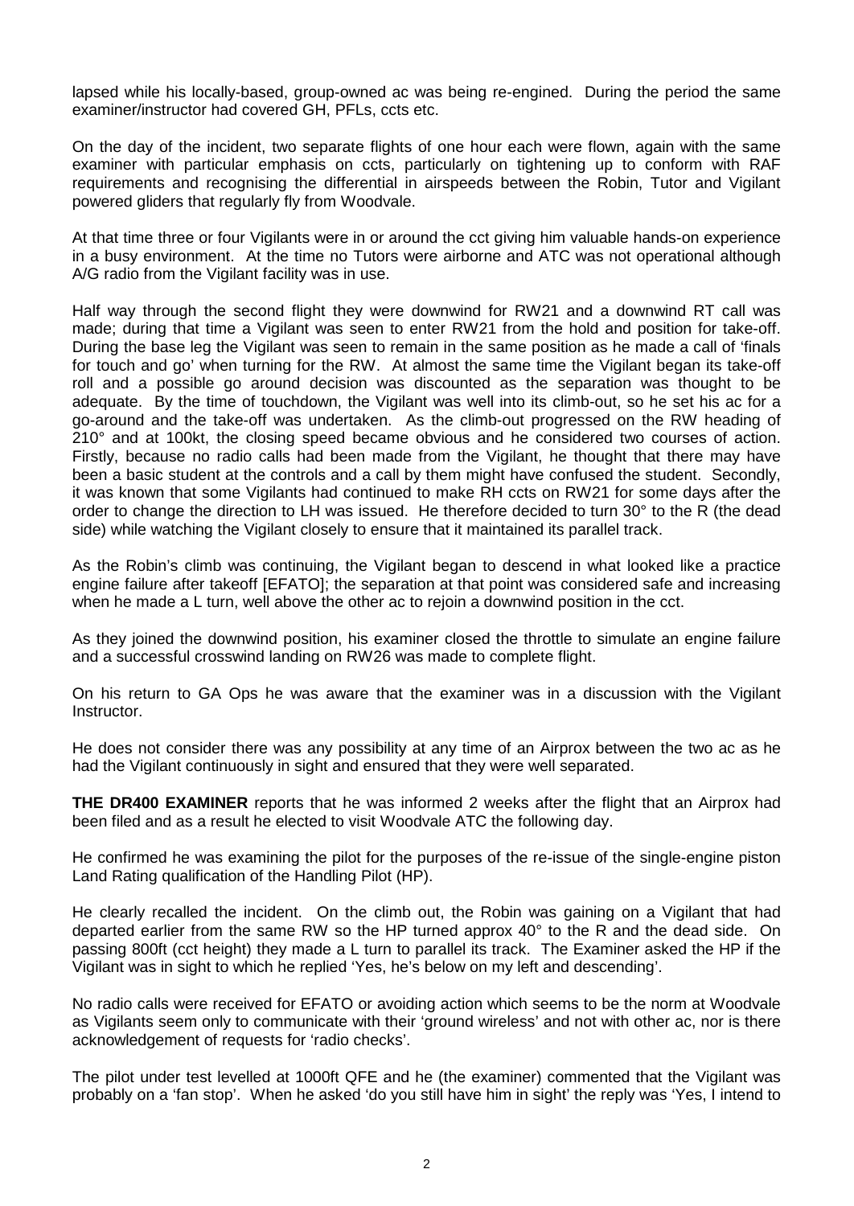lapsed while his locally-based, group-owned ac was being re-engined. During the period the same examiner/instructor had covered GH, PFLs, ccts etc.

On the day of the incident, two separate flights of one hour each were flown, again with the same examiner with particular emphasis on ccts, particularly on tightening up to conform with RAF requirements and recognising the differential in airspeeds between the Robin, Tutor and Vigilant powered gliders that regularly fly from Woodvale.

At that time three or four Vigilants were in or around the cct giving him valuable hands-on experience in a busy environment. At the time no Tutors were airborne and ATC was not operational although A/G radio from the Vigilant facility was in use.

Half way through the second flight they were downwind for RW21 and a downwind RT call was made; during that time a Vigilant was seen to enter RW21 from the hold and position for take-off. During the base leg the Vigilant was seen to remain in the same position as he made a call of 'finals for touch and go' when turning for the RW. At almost the same time the Vigilant began its take-off roll and a possible go around decision was discounted as the separation was thought to be adequate. By the time of touchdown, the Vigilant was well into its climb-out, so he set his ac for a go-around and the take-off was undertaken. As the climb-out progressed on the RW heading of 210° and at 100kt, the closing speed became obvious and he considered two courses of action. Firstly, because no radio calls had been made from the Vigilant, he thought that there may have been a basic student at the controls and a call by them might have confused the student. Secondly, it was known that some Vigilants had continued to make RH ccts on RW21 for some days after the order to change the direction to LH was issued. He therefore decided to turn 30° to the R (the dead side) while watching the Vigilant closely to ensure that it maintained its parallel track.

As the Robin's climb was continuing, the Vigilant began to descend in what looked like a practice engine failure after takeoff [EFATO]; the separation at that point was considered safe and increasing when he made a L turn, well above the other ac to rejoin a downwind position in the cct.

As they joined the downwind position, his examiner closed the throttle to simulate an engine failure and a successful crosswind landing on RW26 was made to complete flight.

On his return to GA Ops he was aware that the examiner was in a discussion with the Vigilant Instructor.

He does not consider there was any possibility at any time of an Airprox between the two ac as he had the Vigilant continuously in sight and ensured that they were well separated.

**THE DR400 EXAMINER** reports that he was informed 2 weeks after the flight that an Airprox had been filed and as a result he elected to visit Woodvale ATC the following day.

He confirmed he was examining the pilot for the purposes of the re-issue of the single-engine piston Land Rating qualification of the Handling Pilot (HP).

He clearly recalled the incident. On the climb out, the Robin was gaining on a Vigilant that had departed earlier from the same RW so the HP turned approx 40° to the R and the dead side. On passing 800ft (cct height) they made a L turn to parallel its track. The Examiner asked the HP if the Vigilant was in sight to which he replied 'Yes, he's below on my left and descending'.

No radio calls were received for EFATO or avoiding action which seems to be the norm at Woodvale as Vigilants seem only to communicate with their 'ground wireless' and not with other ac, nor is there acknowledgement of requests for 'radio checks'.

The pilot under test levelled at 1000ft QFE and he (the examiner) commented that the Vigilant was probably on a 'fan stop'. When he asked 'do you still have him in sight' the reply was 'Yes, I intend to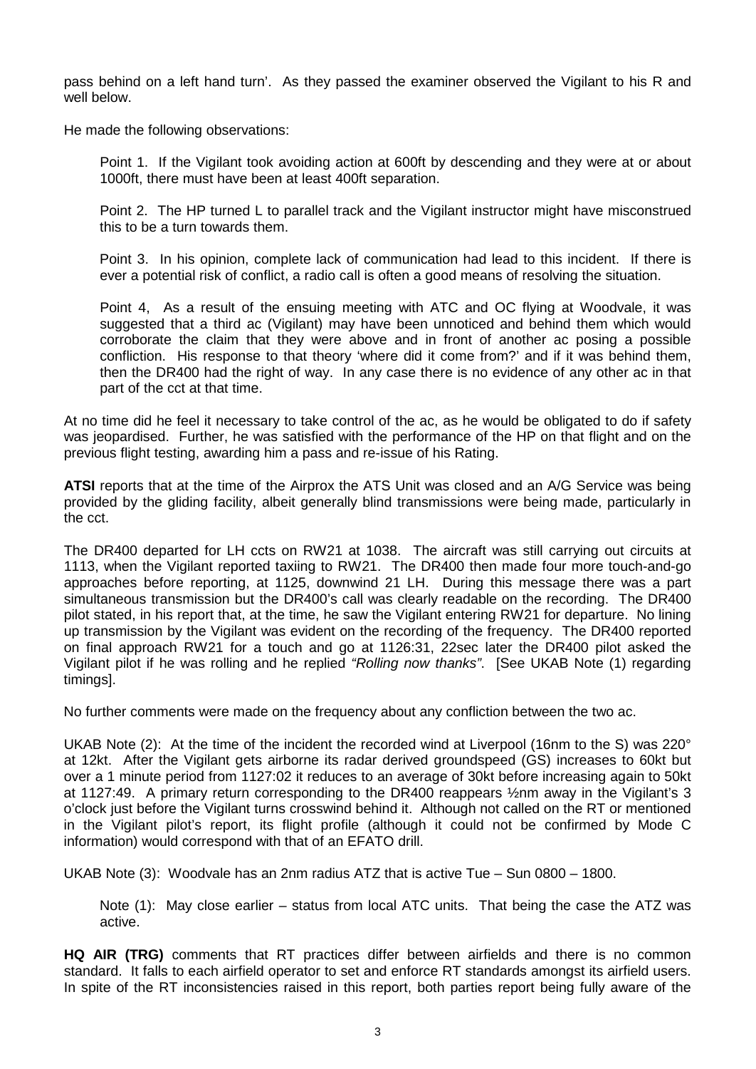pass behind on a left hand turn'. As they passed the examiner observed the Vigilant to his R and well below.

He made the following observations:

Point 1. If the Vigilant took avoiding action at 600ft by descending and they were at or about 1000ft, there must have been at least 400ft separation.

Point 2. The HP turned L to parallel track and the Vigilant instructor might have misconstrued this to be a turn towards them.

Point 3. In his opinion, complete lack of communication had lead to this incident. If there is ever a potential risk of conflict, a radio call is often a good means of resolving the situation.

Point 4, As a result of the ensuing meeting with ATC and OC flying at Woodvale, it was suggested that a third ac (Vigilant) may have been unnoticed and behind them which would corroborate the claim that they were above and in front of another ac posing a possible confliction. His response to that theory 'where did it come from?' and if it was behind them, then the DR400 had the right of way. In any case there is no evidence of any other ac in that part of the cct at that time.

At no time did he feel it necessary to take control of the ac, as he would be obligated to do if safety was jeopardised. Further, he was satisfied with the performance of the HP on that flight and on the previous flight testing, awarding him a pass and re-issue of his Rating.

**ATSI** reports that at the time of the Airprox the ATS Unit was closed and an A/G Service was being provided by the gliding facility, albeit generally blind transmissions were being made, particularly in the cct.

The DR400 departed for LH ccts on RW21 at 1038. The aircraft was still carrying out circuits at 1113, when the Vigilant reported taxiing to RW21. The DR400 then made four more touch-and-go approaches before reporting, at 1125, downwind 21 LH. During this message there was a part simultaneous transmission but the DR400's call was clearly readable on the recording. The DR400 pilot stated, in his report that, at the time, he saw the Vigilant entering RW21 for departure. No lining up transmission by the Vigilant was evident on the recording of the frequency. The DR400 reported on final approach RW21 for a touch and go at 1126:31, 22sec later the DR400 pilot asked the Vigilant pilot if he was rolling and he replied *"Rolling now thanks"*. [See UKAB Note (1) regarding timings].

No further comments were made on the frequency about any confliction between the two ac.

UKAB Note (2): At the time of the incident the recorded wind at Liverpool (16nm to the S) was 220° at 12kt. After the Vigilant gets airborne its radar derived groundspeed (GS) increases to 60kt but over a 1 minute period from 1127:02 it reduces to an average of 30kt before increasing again to 50kt at 1127:49. A primary return corresponding to the DR400 reappears ½nm away in the Vigilant's 3 o'clock just before the Vigilant turns crosswind behind it. Although not called on the RT or mentioned in the Vigilant pilot's report, its flight profile (although it could not be confirmed by Mode C information) would correspond with that of an EFATO drill.

UKAB Note (3): Woodvale has an 2nm radius ATZ that is active Tue – Sun 0800 – 1800.

Note (1): May close earlier – status from local ATC units. That being the case the ATZ was active.

**HQ AIR (TRG)** comments that RT practices differ between airfields and there is no common standard. It falls to each airfield operator to set and enforce RT standards amongst its airfield users. In spite of the RT inconsistencies raised in this report, both parties report being fully aware of the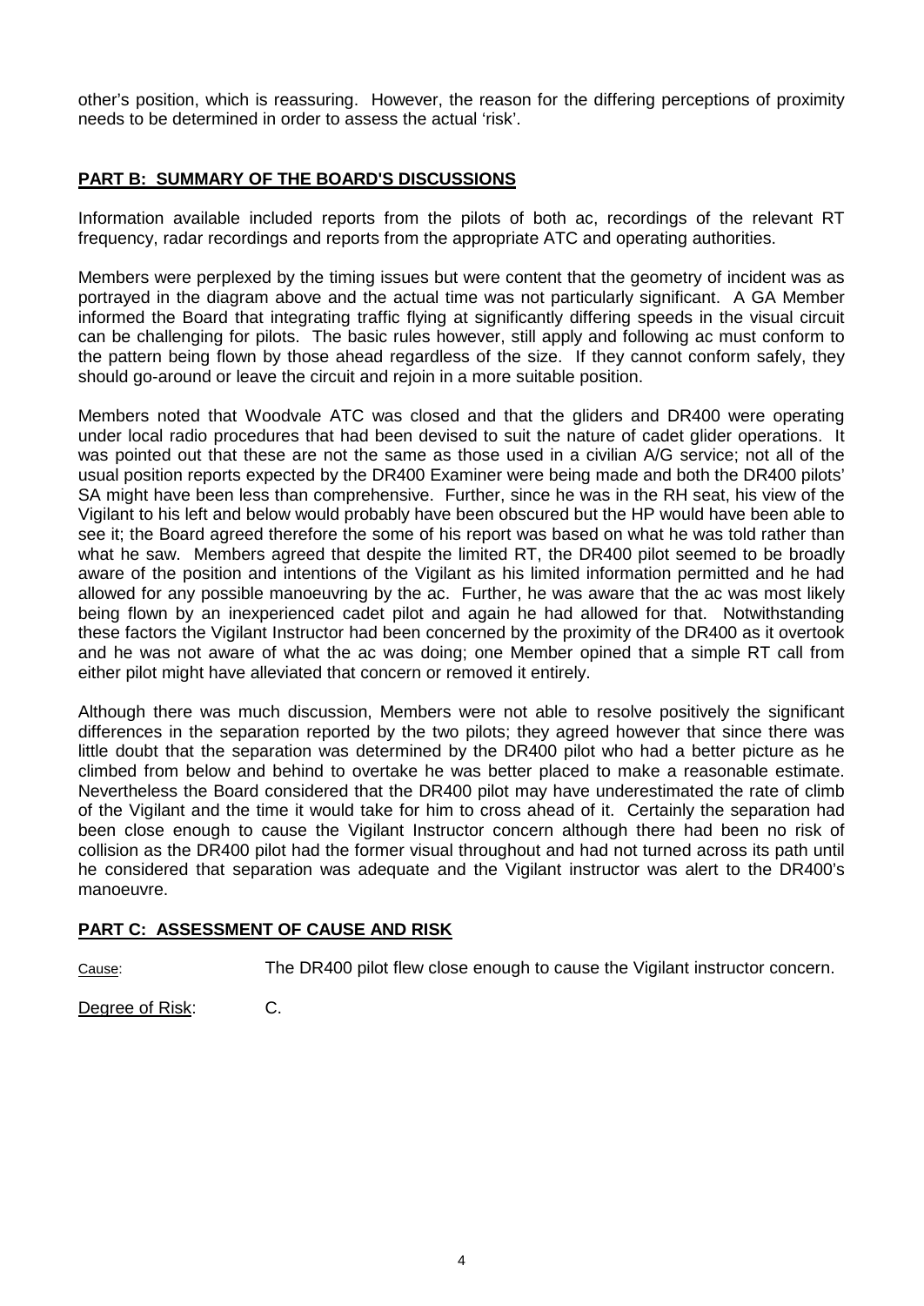other's position, which is reassuring. However, the reason for the differing perceptions of proximity needs to be determined in order to assess the actual 'risk'.

## PART B: SUMMARY OF THE BOARD'S DISCUSSIONS

Information available included reports from the pilots of both ac, recordings of the relevant RT frequency, radar recordings and reports from the appropriate ATC and operating authorities.

Members were perplexed by the timing issues but were content that the geometry of incident was as portrayed in the diagram above and the actual time was not particularly significant. A GA Member informed the Board that integrating traffic flying at significantly differing speeds in the visual circuit can be challenging for pilots. The basic rules however, still apply and following ac must conform to the pattern being flown by those ahead regardless of the size. If they cannot conform safely, they should go-around or leave the circuit and rejoin in a more suitable position.

Members noted that Woodvale ATC was closed and that the gliders and DR400 were operating under local radio procedures that had been devised to suit the nature of cadet glider operations. It was pointed out that these are not the same as those used in a civilian A/G service; not all of the usual position reports expected by the DR400 Examiner were being made and both the DR400 pilots' SA might have been less than comprehensive. Further, since he was in the RH seat, his view of the Vigilant to his left and below would probably have been obscured but the HP would have been able to see it; the Board agreed therefore the some of his report was based on what he was told rather than what he saw. Members agreed that despite the limited RT, the DR400 pilot seemed to be broadly aware of the position and intentions of the Vigilant as his limited information permitted and he had allowed for any possible manoeuvring by the ac. Further, he was aware that the ac was most likely being flown by an inexperienced cadet pilot and again he had allowed for that. Notwithstanding these factors the Vigilant Instructor had been concerned by the proximity of the DR400 as it overtook and he was not aware of what the ac was doing; one Member opined that a simple RT call from either pilot might have alleviated that concern or removed it entirely.

Although there was much discussion, Members were not able to resolve positively the significant differences in the separation reported by the two pilots; they agreed however that since there was little doubt that the separation was determined by the DR400 pilot who had a better picture as he climbed from below and behind to overtake he was better placed to make a reasonable estimate. Nevertheless the Board considered that the DR400 pilot may have underestimated the rate of climb of the Vigilant and the time it would take for him to cross ahead of it. Certainly the separation had been close enough to cause the Vigilant Instructor concern although there had been no risk of collision as the DR400 pilot had the former visual throughout and had not turned across its path until he considered that separation was adequate and the Vigilant instructor was alert to the DR400's manoeuvre.

## PART C: ASSESSMENT OF CAUSE AND RISK

Cause: The DR400 pilot flew close enough to cause the Vigilant instructor concern.

Degree of Risk: C.